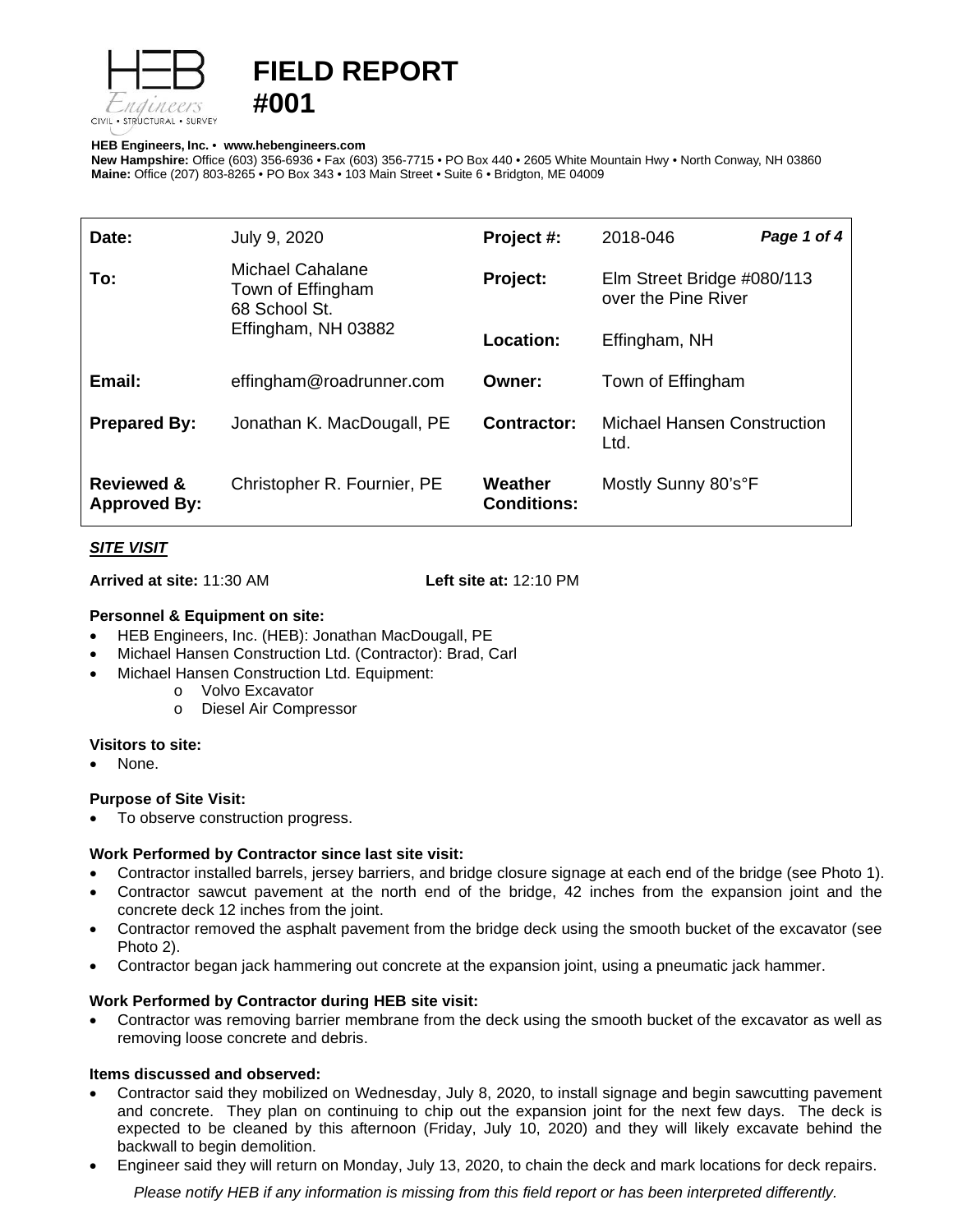# FIELD REPORT #001

**HEB Engineers, Inc.** • **www.hebengineers.com**
**New Hampshire:** Office (603) 356-6936 • Fax (603) 356-7715 • PO Box 440 • 2605 White Mountain Hwy • North Conway, NH 03860
**Maine:** Office (207) 803-8265 • PO Box 343 • 103 Main Street • Suite 6 • Bridgton, ME 04009

| | | | |
|---|---|---|---|
| **Date:** | July 9, 2020 | **Project #:** | 2018-046 |
| **To:** | Michael Cahalane<br>Town of Effingham<br>68 School St.<br>Effingham, NH 03882 | **Project:** | Elm Street Bridge #080/113 over the Pine River |
| | | **Location:** | Effingham, NH |
| **Email:** | effingham@roadrunner.com | **Owner:** | Town of Effingham |
| **Prepared By:** | Jonathan K. MacDougall, PE | **Contractor:** | Michael Hansen Construction Ltd. |
| **Reviewed & Approved By:** | Christopher R. Fournier, PE | **Weather Conditions:** | Mostly Sunny 80's°F |

## *SITE VISIT*

**Arrived at site:** 11:30 AM **Left site at:** 12:10 PM

**Personnel & Equipment on site:**

- HEB Engineers, Inc. (HEB): Jonathan MacDougall, PE
- Michael Hansen Construction Ltd. (Contractor): Brad, Carl
- Michael Hansen Construction Ltd. Equipment:
  - Volvo Excavator
  - Diesel Air Compressor

**Visitors to site:**

- None.

**Purpose of Site Visit:**

- To observe construction progress.

**Work Performed by Contractor since last site visit:**

- Contractor installed barrels, jersey barriers, and bridge closure signage at each end of the bridge (see Photo 1).
- Contractor sawcut pavement at the north end of the bridge, 42 inches from the expansion joint and the concrete deck 12 inches from the joint.
- Contractor removed the asphalt pavement from the bridge deck using the smooth bucket of the excavator (see Photo 2).
- Contractor began jack hammering out concrete at the expansion joint, using a pneumatic jack hammer.

**Work Performed by Contractor during HEB site visit:**

- Contractor was removing barrier membrane from the deck using the smooth bucket of the excavator as well as removing loose concrete and debris.

**Items discussed and observed:**

- Contractor said they mobilized on Wednesday, July 8, 2020, to install signage and begin sawcutting pavement and concrete. They plan on continuing to chip out the expansion joint for the next few days. The deck is expected to be cleaned by this afternoon (Friday, July 10, 2020) and they will likely excavate behind the backwall to begin demolition.
- Engineer said they will return on Monday, July 13, 2020, to chain the deck and mark locations for deck repairs.

*Please notify HEB if any information is missing from this field report or has been interpreted differently.*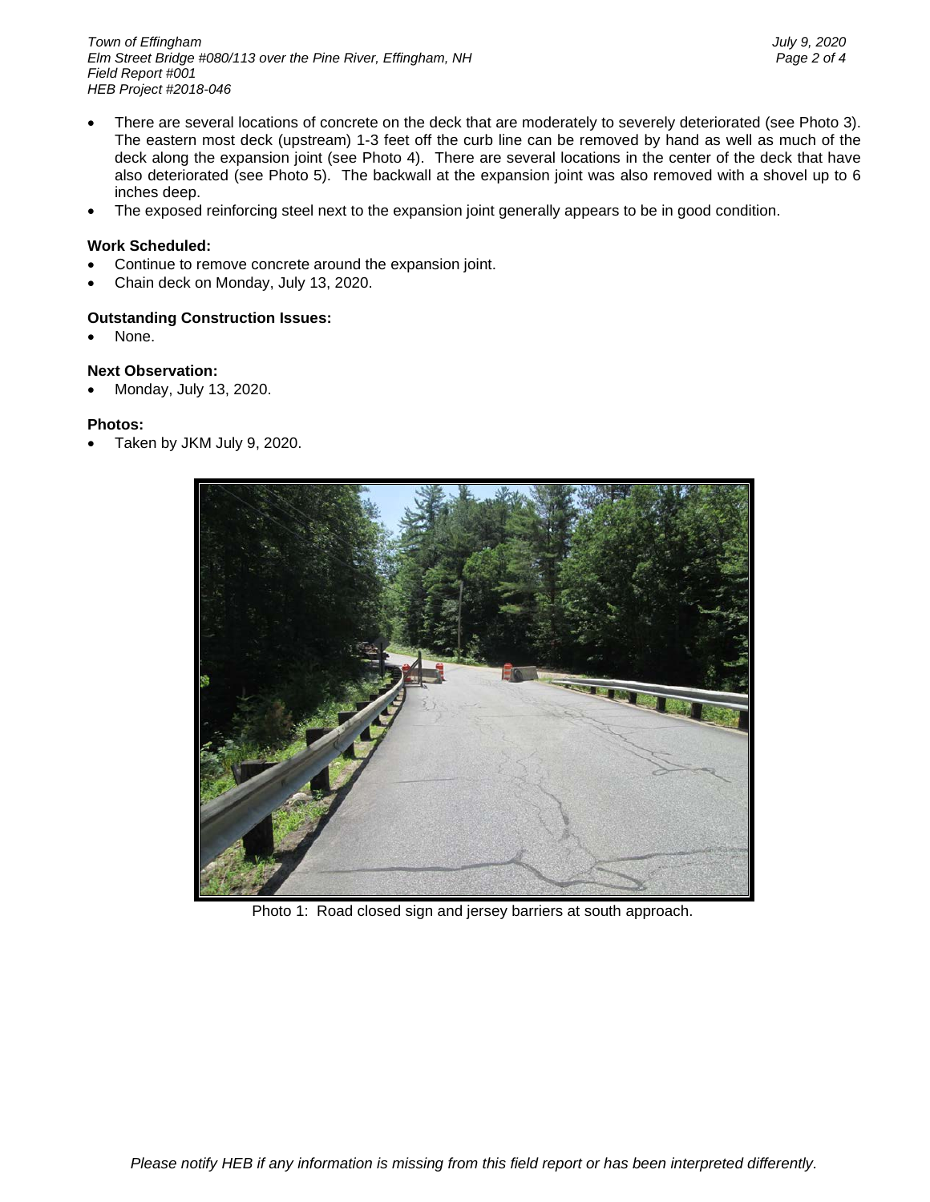- There are several locations of concrete on the deck that are moderately to severely deteriorated (see Photo 3). The eastern most deck (upstream) 1-3 feet off the curb line can be removed by hand as well as much of the deck along the expansion joint (see Photo 4). There are several locations in the center of the deck that have also deteriorated (see Photo 5). The backwall at the expansion joint was also removed with a shovel up to 6 inches deep.
- The exposed reinforcing steel next to the expansion joint generally appears to be in good condition.

**Work Scheduled:**

- Continue to remove concrete around the expansion joint.
- Chain deck on Monday, July 13, 2020.

**Outstanding Construction Issues:**

- None.

**Next Observation:**

- Monday, July 13, 2020.

**Photos:**

- Taken by JKM July 9, 2020.

Photo 1: Road closed sign and jersey barriers at south approach.

*Please notify HEB if any information is missing from this field report or has been interpreted differently.*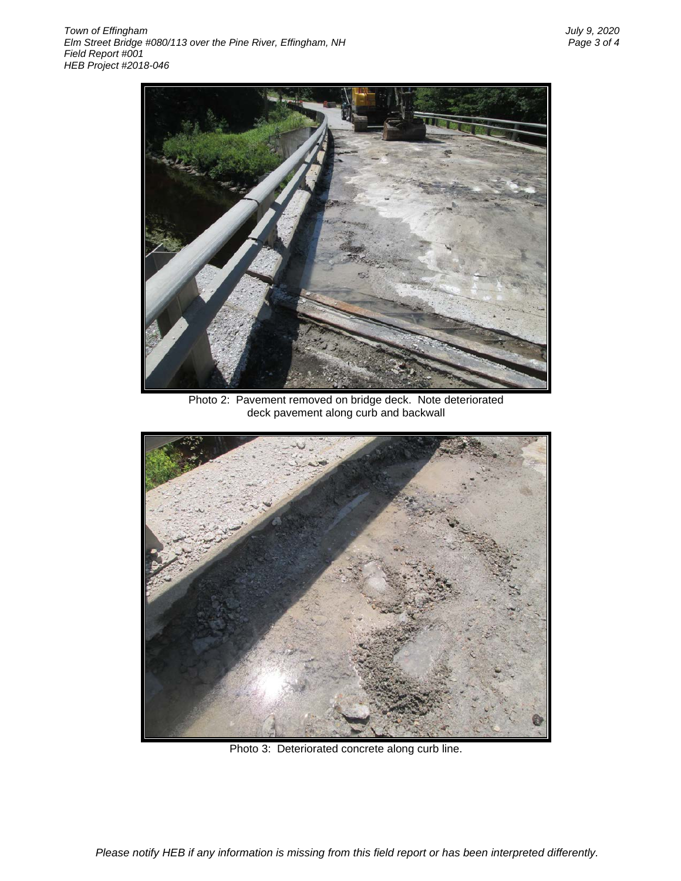Photo 2: Pavement removed on bridge deck. Note deteriorated deck pavement along curb and backwall

Photo 3: Deteriorated concrete along curb line.

*Please notify HEB if any information is missing from this field report or has been interpreted differently.*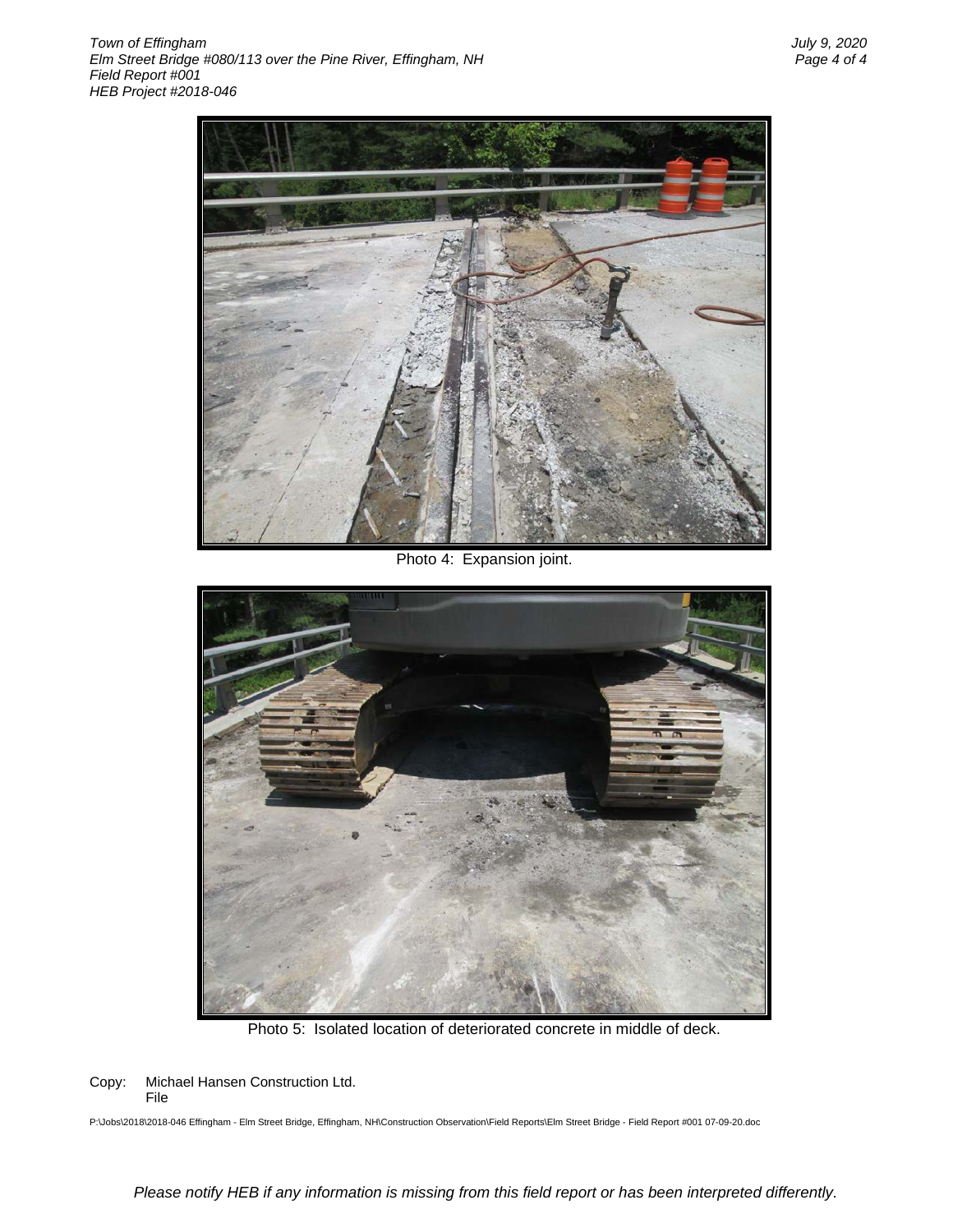Photo 4: Expansion joint.

Photo 5: Isolated location of deteriorated concrete in middle of deck.

Copy: Michael Hansen Construction Ltd.
File

P:\Jobs\2018\2018-046 Effingham - Elm Street Bridge, Effingham, NH\Construction Observation\Field Reports\Elm Street Bridge - Field Report #001 07-09-20.doc

*Please notify HEB if any information is missing from this field report or has been interpreted differently.*